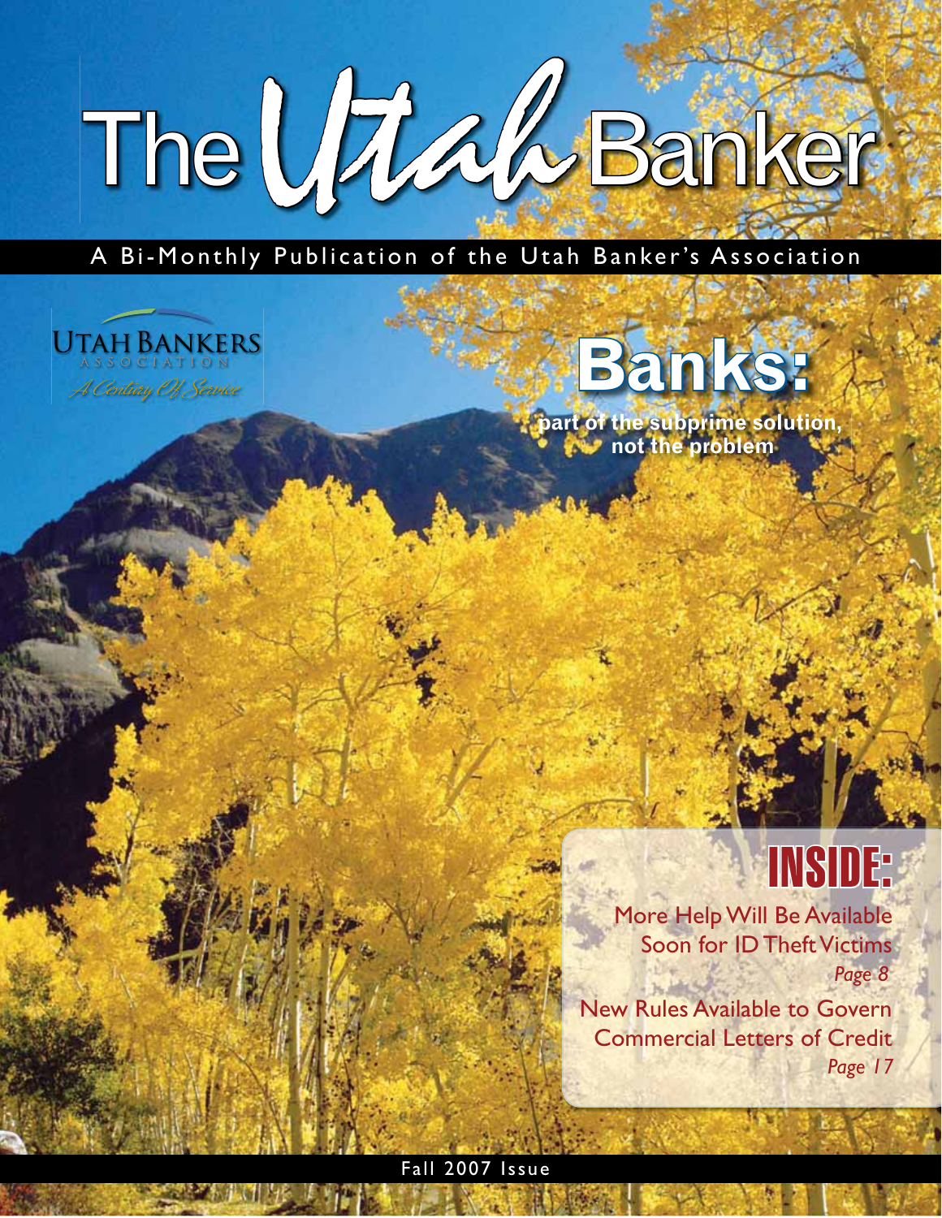# The Utah Banker

A Bi-Monthly Publication of the Utah Banker's Association

UTAH BANKERS ASSOCIATION

*A Century Of Service*

## Banks:

**part of the subprime solution, not the problem**

## INSIDE:

More Help Will Be Available Soon for ID Theft Victims
*Page 8*

New Rules Available to Govern Commercial Letters of Credit
*Page 17*

Fall 2007 Issue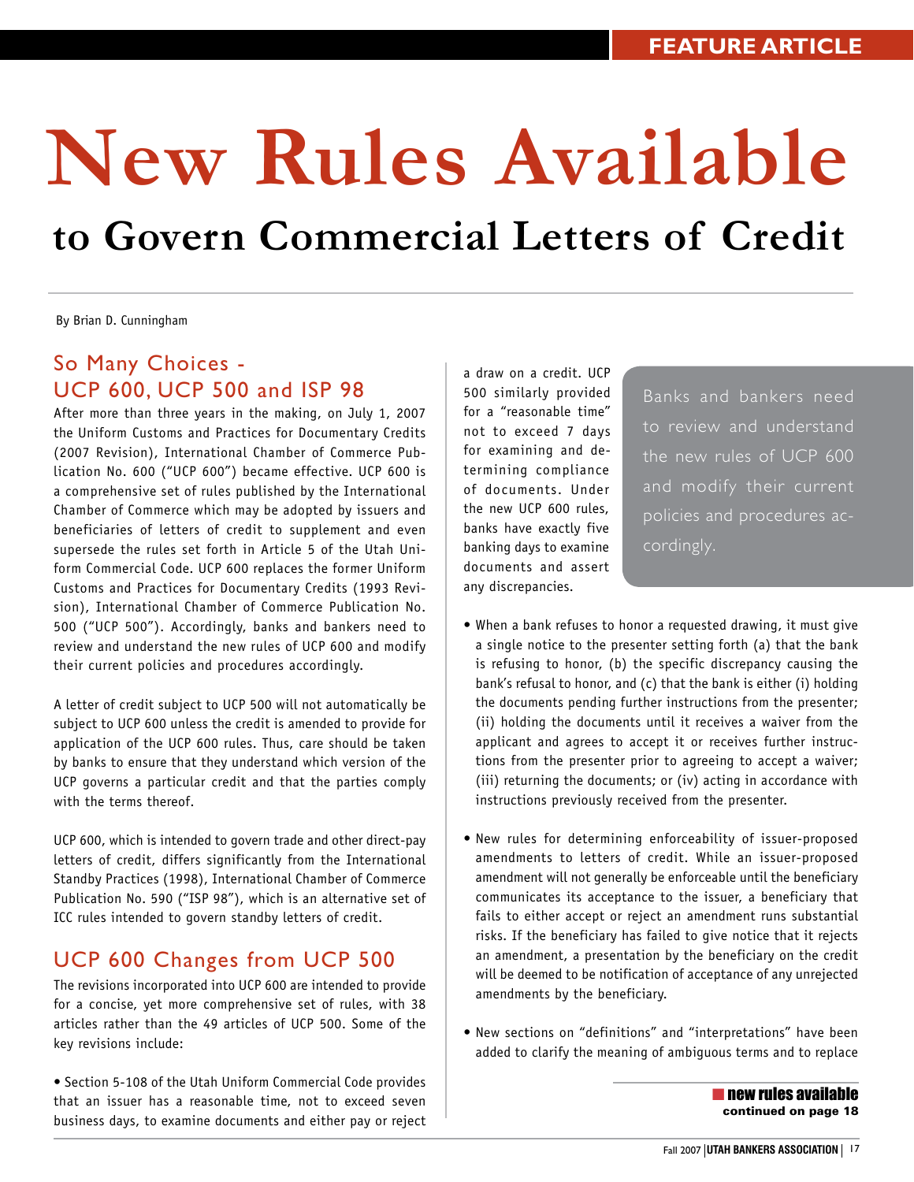# New Rules Available

## to Govern Commercial Letters of Credit

By Brian D. Cunningham

### So Many Choices - UCP 600, UCP 500 and ISP 98

After more than three years in the making, on July 1, 2007 the Uniform Customs and Practices for Documentary Credits (2007 Revision), International Chamber of Commerce Publication No. 600 ("UCP 600") became effective. UCP 600 is a comprehensive set of rules published by the International Chamber of Commerce which may be adopted by issuers and beneficiaries of letters of credit to supplement and even supersede the rules set forth in Article 5 of the Utah Uniform Commercial Code. UCP 600 replaces the former Uniform Customs and Practices for Documentary Credits (1993 Revision), International Chamber of Commerce Publication No. 500 ("UCP 500"). Accordingly, banks and bankers need to review and understand the new rules of UCP 600 and modify their current policies and procedures accordingly.

A letter of credit subject to UCP 500 will not automatically be subject to UCP 600 unless the credit is amended to provide for application of the UCP 600 rules. Thus, care should be taken by banks to ensure that they understand which version of the UCP governs a particular credit and that the parties comply with the terms thereof.

UCP 600, which is intended to govern trade and other direct-pay letters of credit, differs significantly from the International Standby Practices (1998), International Chamber of Commerce Publication No. 590 ("ISP 98"), which is an alternative set of ICC rules intended to govern standby letters of credit.

### UCP 600 Changes from UCP 500

The revisions incorporated into UCP 600 are intended to provide for a concise, yet more comprehensive set of rules, with 38 articles rather than the 49 articles of UCP 500. Some of the key revisions include:

- Section 5-108 of the Utah Uniform Commercial Code provides that an issuer has a reasonable time, not to exceed seven business days, to examine documents and either pay or reject a draw on a credit. UCP 500 similarly provided for a "reasonable time" not to exceed 7 days for examining and determining compliance of documents. Under the new UCP 600 rules, banks have exactly five banking days to examine documents and assert any discrepancies.

> Banks and bankers need to review and understand the new rules of UCP 600 and modify their current policies and procedures accordingly.

- When a bank refuses to honor a requested drawing, it must give a single notice to the presenter setting forth (a) that the bank is refusing to honor, (b) the specific discrepancy causing the bank's refusal to honor, and (c) that the bank is either (i) holding the documents pending further instructions from the presenter; (ii) holding the documents until it receives a waiver from the applicant and agrees to accept it or receives further instructions from the presenter prior to agreeing to accept a waiver; (iii) returning the documents; or (iv) acting in accordance with instructions previously received from the presenter.

- New rules for determining enforceability of issuer-proposed amendments to letters of credit. While an issuer-proposed amendment will not generally be enforceable until the beneficiary communicates its acceptance to the issuer, a beneficiary that fails to either accept or reject an amendment runs substantial risks. If the beneficiary has failed to give notice that it rejects an amendment, a presentation by the beneficiary on the credit will be deemed to be notification of acceptance of any unrejected amendments by the beneficiary.

- New sections on "definitions" and "interpretations" have been added to clarify the meaning of ambiguous terms and to replace

**new rules available continued on page 18**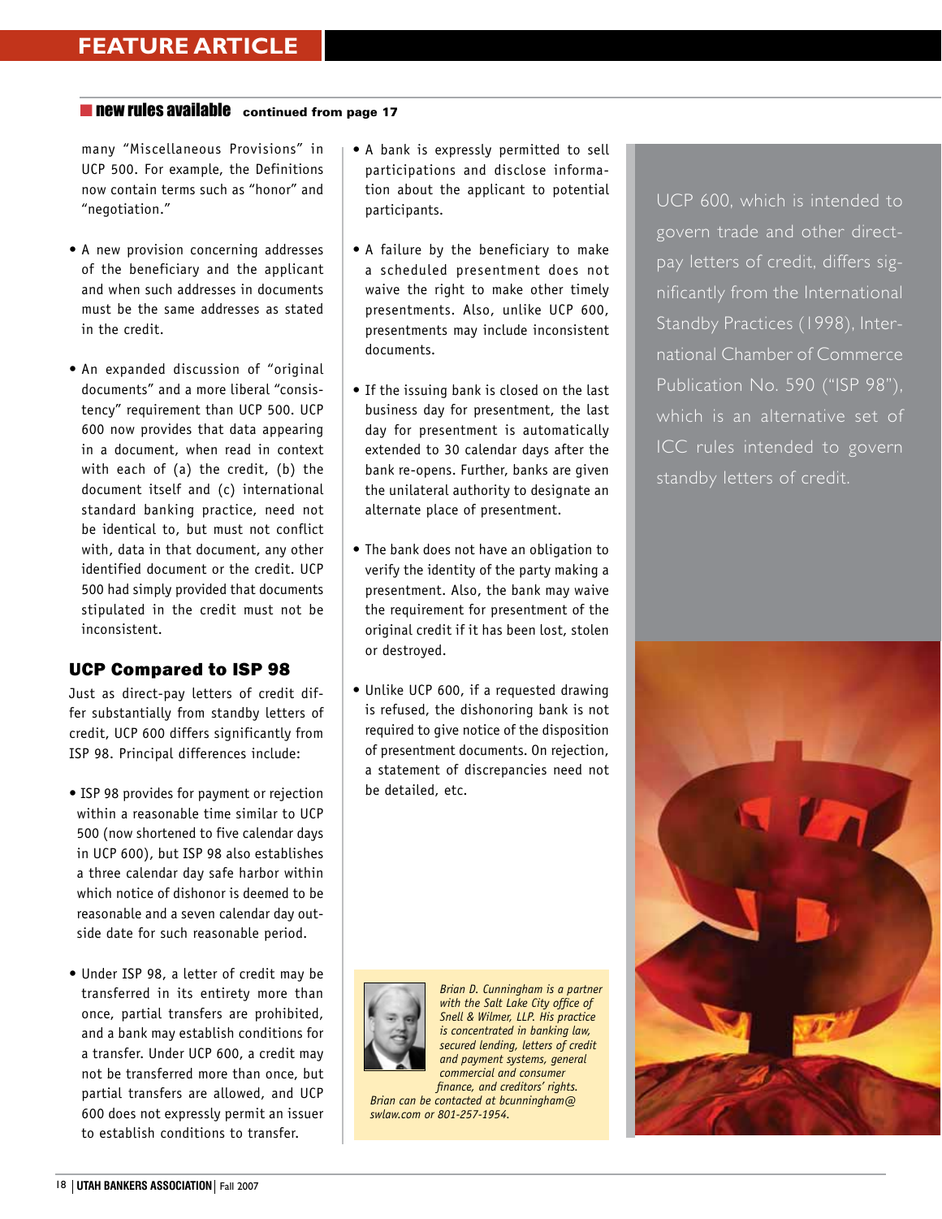**new rules available** continued from page 17

many "Miscellaneous Provisions" in UCP 500. For example, the Definitions now contain terms such as "honor" and "negotiation."

- A new provision concerning addresses of the beneficiary and the applicant and when such addresses in documents must be the same addresses as stated in the credit.
- An expanded discussion of "original documents" and a more liberal "consistency" requirement than UCP 500. UCP 600 now provides that data appearing in a document, when read in context with each of (a) the credit, (b) the document itself and (c) international standard banking practice, need not be identical to, but must not conflict with, data in that document, any other identified document or the credit. UCP 500 had simply provided that documents stipulated in the credit must not be inconsistent.

### UCP Compared to ISP 98

Just as direct-pay letters of credit differ substantially from standby letters of credit, UCP 600 differs significantly from ISP 98. Principal differences include:

- ISP 98 provides for payment or rejection within a reasonable time similar to UCP 500 (now shortened to five calendar days in UCP 600), but ISP 98 also establishes a three calendar day safe harbor within which notice of dishonor is deemed to be reasonable and a seven calendar day outside date for such reasonable period.
- Under ISP 98, a letter of credit may be transferred in its entirety more than once, partial transfers are prohibited, and a bank may establish conditions for a transfer. Under UCP 600, a credit may not be transferred more than once, but partial transfers are allowed, and UCP 600 does not expressly permit an issuer to establish conditions to transfer.
- A bank is expressly permitted to sell participations and disclose information about the applicant to potential participants.
- A failure by the beneficiary to make a scheduled presentment does not waive the right to make other timely presentments. Also, unlike UCP 600, presentments may include inconsistent documents.
- If the issuing bank is closed on the last business day for presentment, the last day for presentment is automatically extended to 30 calendar days after the bank re-opens. Further, banks are given the unilateral authority to designate an alternate place of presentment.
- The bank does not have an obligation to verify the identity of the party making a presentment. Also, the bank may waive the requirement for presentment of the original credit if it has been lost, stolen or destroyed.
- Unlike UCP 600, if a requested drawing is refused, the dishonoring bank is not required to give notice of the disposition of presentment documents. On rejection, a statement of discrepancies need not be detailed, etc.

*Brian D. Cunningham is a partner with the Salt Lake City office of Snell & Wilmer, LLP. His practice is concentrated in banking law, secured lending, letters of credit and payment systems, general commercial and consumer finance, and creditors' rights. Brian can be contacted at bcunningham@swlaw.com or 801-257-1954.*

UCP 600, which is intended to govern trade and other direct-pay letters of credit, differs significantly from the International Standby Practices (1998), International Chamber of Commerce Publication No. 590 ("ISP 98"), which is an alternative set of ICC rules intended to govern standby letters of credit.